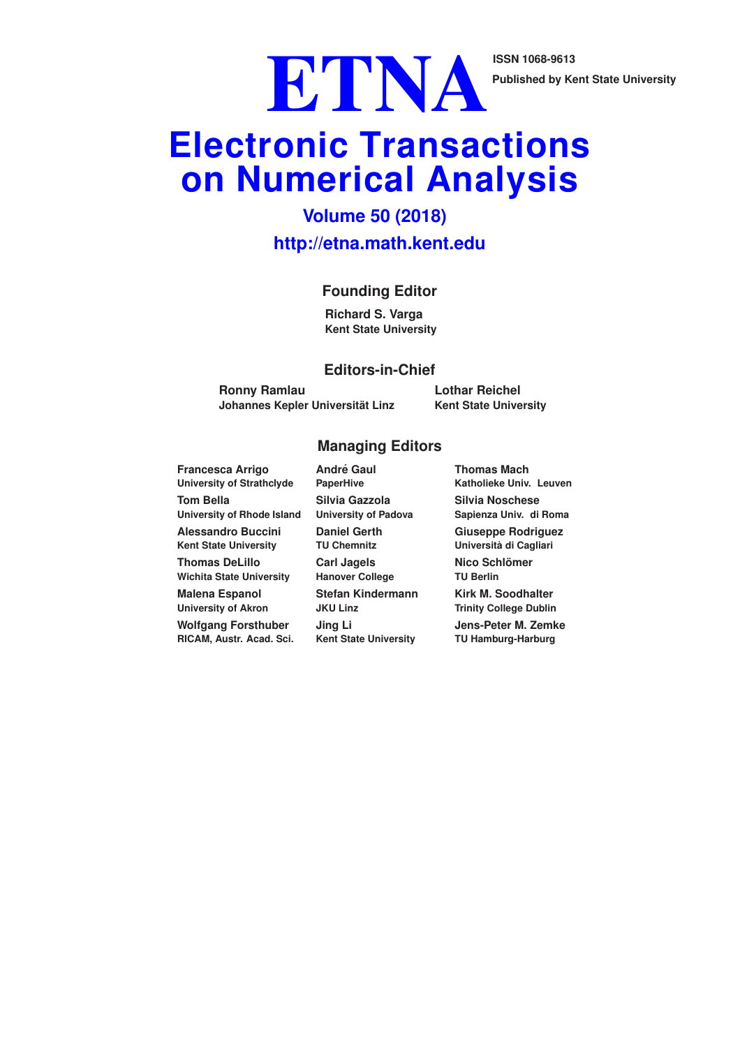# ETNA

ISSN 1068-9613

Published by Kent State University

# Electronic Transactions on Numerical Analysis

## Volume 50 (2018)

## http://etna.math.kent.edu

### Founding Editor

**Richard S. Varga**
**Kent State University**

### Editors-in-Chief

**Ronny Ramlau**
**Johannes Kepler Universität Linz**

**Lothar Reichel**
**Kent State University**

### Managing Editors

**Francesca Arrigo**
**University of Strathclyde**

**Tom Bella**
**University of Rhode Island**

**Alessandro Buccini**
**Kent State University**

**Thomas DeLillo**
**Wichita State University**

**Malena Espanol**
**University of Akron**

**Wolfgang Forsthuber**
**RICAM, Austr. Acad. Sci.**

**André Gaul**
**PaperHive**

**Silvia Gazzola**
**University of Padova**

**Daniel Gerth**
**TU Chemnitz**

**Carl Jagels**
**Hanover College**

**Stefan Kindermann**
**JKU Linz**

**Jing Li**
**Kent State University**

**Thomas Mach**
**Katholieke Univ. Leuven**

**Silvia Noschese**
**Sapienza Univ. di Roma**

**Giuseppe Rodriguez**
**Università di Cagliari**

**Nico Schlömer**
**TU Berlin**

**Kirk M. Soodhalter**
**Trinity College Dublin**

**Jens-Peter M. Zemke**
**TU Hamburg-Harburg**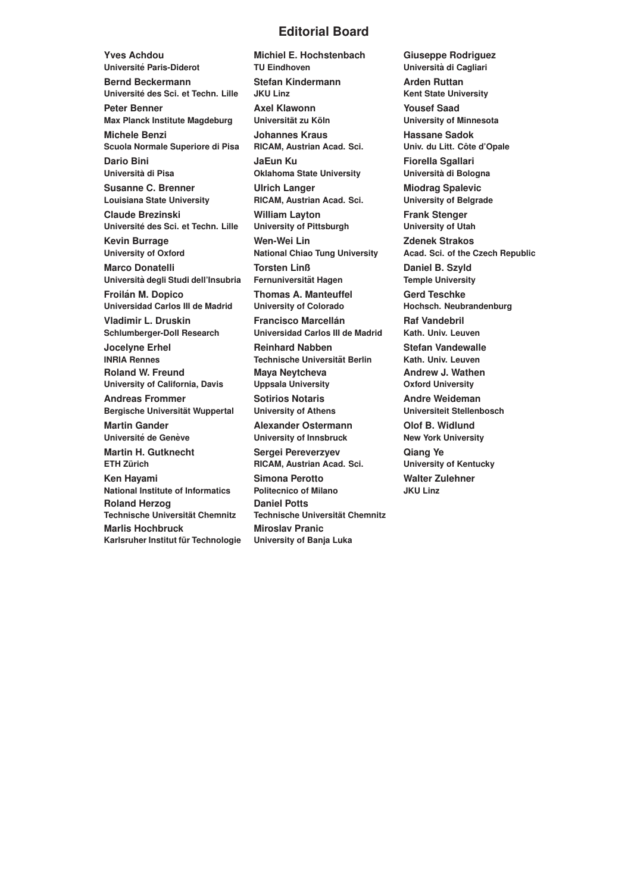## Editorial Board

**Yves Achdou**
Université Paris-Diderot

**Bernd Beckermann**
Université des Sci. et Techn. Lille

**Peter Benner**
Max Planck Institute Magdeburg

**Michele Benzi**
Scuola Normale Superiore di Pisa

**Dario Bini**
Università di Pisa

**Susanne C. Brenner**
Louisiana State University

**Claude Brezinski**
Université des Sci. et Techn. Lille

**Kevin Burrage**
University of Oxford

**Marco Donatelli**
Università degli Studi dell'Insubria

**Froilán M. Dopico**
Universidad Carlos III de Madrid

**Vladimir L. Druskin**
Schlumberger-Doll Research

**Jocelyne Erhel**
INRIA Rennes

**Roland W. Freund**
University of California, Davis

**Andreas Frommer**
Bergische Universität Wuppertal

**Martin Gander**
Université de Genève

**Martin H. Gutknecht**
ETH Zürich

**Ken Hayami**
National Institute of Informatics

**Roland Herzog**
Technische Universität Chemnitz

**Marlis Hochbruck**
Karlsruher Institut für Technologie

**Michiel E. Hochstenbach**
TU Eindhoven

**Stefan Kindermann**
JKU Linz

**Axel Klawonn**
Universität zu Köln

**Johannes Kraus**
RICAM, Austrian Acad. Sci.

**JaEun Ku**
Oklahoma State University

**Ulrich Langer**
RICAM, Austrian Acad. Sci.

**William Layton**
University of Pittsburgh

**Wen-Wei Lin**
National Chiao Tung University

**Torsten Linß**
Fernuniversität Hagen

**Thomas A. Manteuffel**
University of Colorado

**Francisco Marcellán**
Universidad Carlos III de Madrid

**Reinhard Nabben**
Technische Universität Berlin

**Maya Neytcheva**
Uppsala University

**Sotirios Notaris**
University of Athens

**Alexander Ostermann**
University of Innsbruck

**Sergei Pereverzyev**
RICAM, Austrian Acad. Sci.

**Simona Perotto**
Politecnico of Milano

**Daniel Potts**
Technische Universität Chemnitz

**Miroslav Pranic**
University of Banja Luka

**Giuseppe Rodriguez**
Università di Cagliari

**Arden Ruttan**
Kent State University

**Yousef Saad**
University of Minnesota

**Hassane Sadok**
Univ. du Litt. Côte d'Opale

**Fiorella Sgallari**
Università di Bologna

**Miodrag Spalevic**
University of Belgrade

**Frank Stenger**
University of Utah

**Zdenek Strakos**
Acad. Sci. of the Czech Republic

**Daniel B. Szyld**
Temple University

**Gerd Teschke**
Hochsch. Neubrandenburg

**Raf Vandebril**
Kath. Univ. Leuven

**Stefan Vandewalle**
Kath. Univ. Leuven

**Andrew J. Wathen**
Oxford University

**Andre Weideman**
Universiteit Stellenbosch

**Olof B. Widlund**
New York University

**Qiang Ye**
University of Kentucky

**Walter Zulehner**
JKU Linz